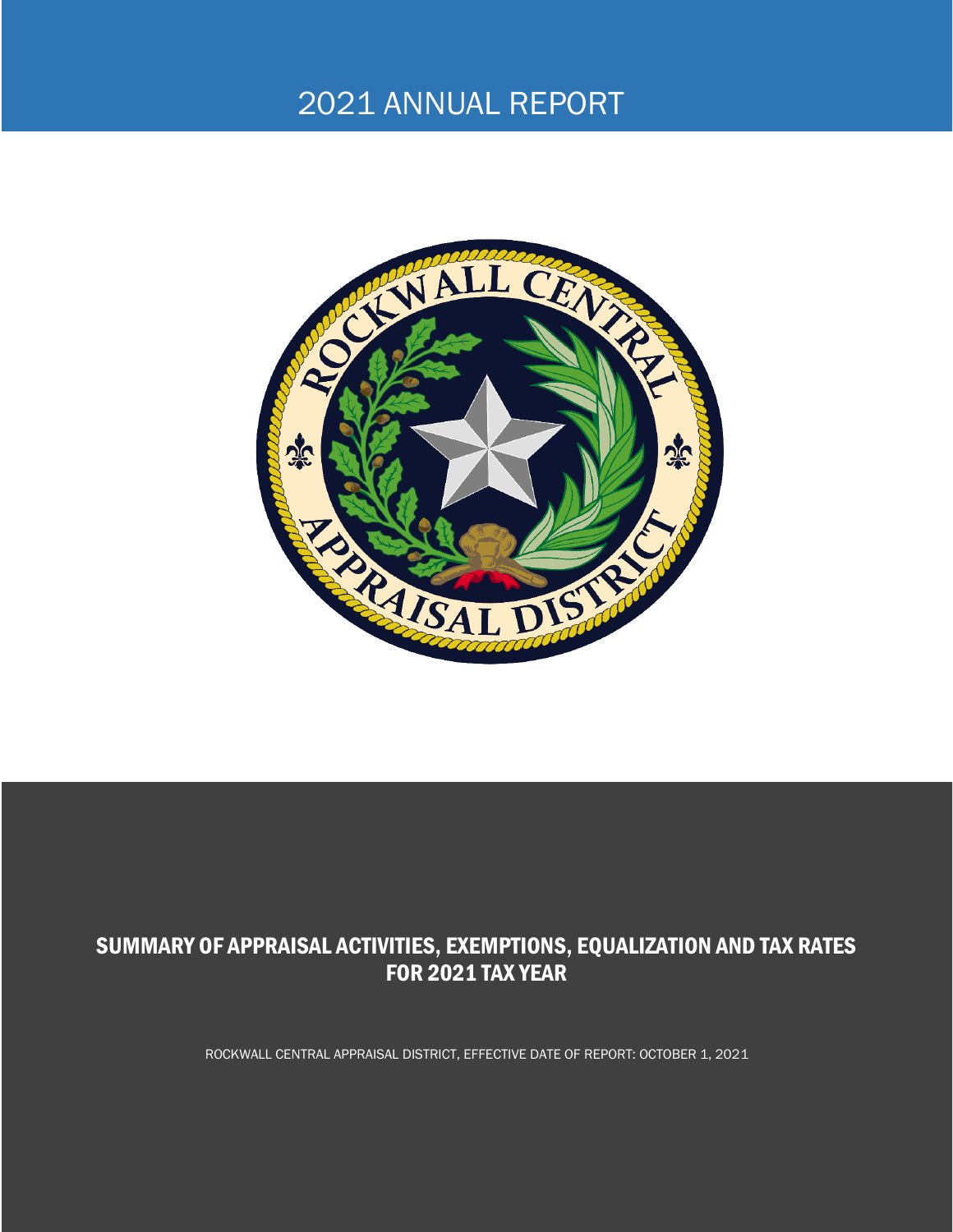# 2021 ANNUAL REPORT

## SUMMARY OF APPRAISAL ACTIVITIES, EXEMPTIONS, EQUALIZATION AND TAX RATES FOR 2021 TAX YEAR

ROCKWALL CENTRAL APPRAISAL DISTRICT, EFFECTIVE DATE OF REPORT: OCTOBER 1, 2021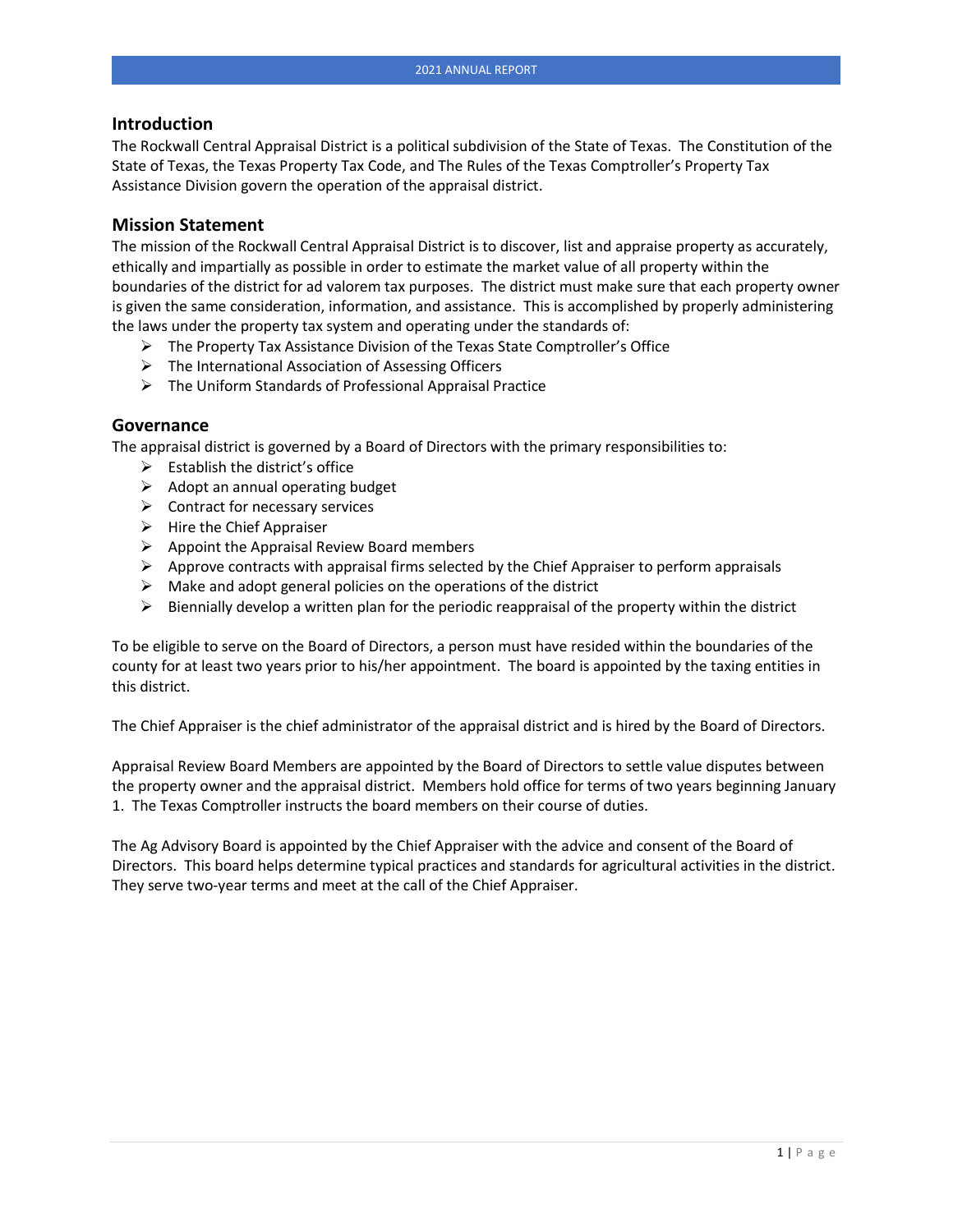## Introduction

The Rockwall Central Appraisal District is a political subdivision of the State of Texas. The Constitution of the State of Texas, the Texas Property Tax Code, and The Rules of the Texas Comptroller's Property Tax Assistance Division govern the operation of the appraisal district.

## Mission Statement

The mission of the Rockwall Central Appraisal District is to discover, list and appraise property as accurately, ethically and impartially as possible in order to estimate the market value of all property within the boundaries of the district for ad valorem tax purposes. The district must make sure that each property owner is given the same consideration, information, and assistance. This is accomplished by properly administering the laws under the property tax system and operating under the standards of:

- The Property Tax Assistance Division of the Texas State Comptroller's Office
- The International Association of Assessing Officers
- The Uniform Standards of Professional Appraisal Practice

## Governance

The appraisal district is governed by a Board of Directors with the primary responsibilities to:

- Establish the district's office
- Adopt an annual operating budget
- Contract for necessary services
- Hire the Chief Appraiser
- Appoint the Appraisal Review Board members
- Approve contracts with appraisal firms selected by the Chief Appraiser to perform appraisals
- Make and adopt general policies on the operations of the district
- Biennially develop a written plan for the periodic reappraisal of the property within the district

To be eligible to serve on the Board of Directors, a person must have resided within the boundaries of the county for at least two years prior to his/her appointment. The board is appointed by the taxing entities in this district.

The Chief Appraiser is the chief administrator of the appraisal district and is hired by the Board of Directors.

Appraisal Review Board Members are appointed by the Board of Directors to settle value disputes between the property owner and the appraisal district. Members hold office for terms of two years beginning January 1. The Texas Comptroller instructs the board members on their course of duties.

The Ag Advisory Board is appointed by the Chief Appraiser with the advice and consent of the Board of Directors. This board helps determine typical practices and standards for agricultural activities in the district. They serve two-year terms and meet at the call of the Chief Appraiser.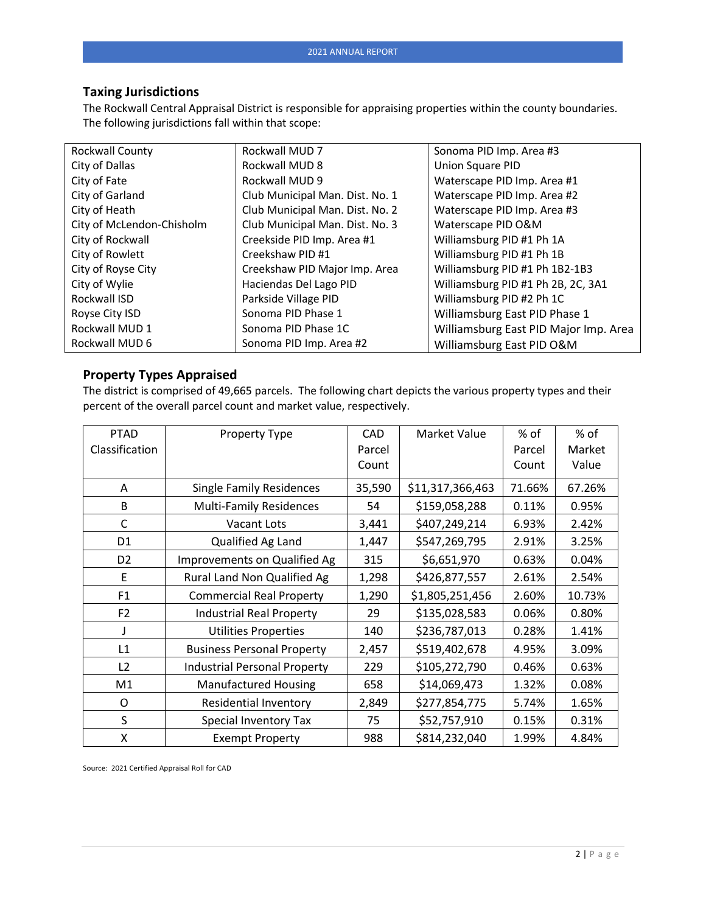## Taxing Jurisdictions

The Rockwall Central Appraisal District is responsible for appraising properties within the county boundaries. The following jurisdictions fall within that scope:

| | | |
|---|---|---|
| Rockwall County | Rockwall MUD 7 | Sonoma PID Imp. Area #3 |
| City of Dallas | Rockwall MUD 8 | Union Square PID |
| City of Fate | Rockwall MUD 9 | Waterscape PID Imp. Area #1 |
| City of Garland | Club Municipal Man. Dist. No. 1 | Waterscape PID Imp. Area #2 |
| City of Heath | Club Municipal Man. Dist. No. 2 | Waterscape PID Imp. Area #3 |
| City of McLendon-Chisholm | Club Municipal Man. Dist. No. 3 | Waterscape PID O&M |
| City of Rockwall | Creekside PID Imp. Area #1 | Williamsburg PID #1 Ph 1A |
| City of Rowlett | Creekshaw PID #1 | Williamsburg PID #1 Ph 1B |
| City of Royse City | Creekshaw PID Major Imp. Area | Williamsburg PID #1 Ph 1B2-1B3 |
| City of Wylie | Haciendas Del Lago PID | Williamsburg PID #1 Ph 2B, 2C, 3A1 |
| Rockwall ISD | Parkside Village PID | Williamsburg PID #2 Ph 1C |
| Royse City ISD | Sonoma PID Phase 1 | Williamsburg East PID Phase 1 |
| Rockwall MUD 1 | Sonoma PID Phase 1C | Williamsburg East PID Major Imp. Area |
| Rockwall MUD 6 | Sonoma PID Imp. Area #2 | Williamsburg East PID O&M |

## Property Types Appraised

The district is comprised of 49,665 parcels. The following chart depicts the various property types and their percent of the overall parcel count and market value, respectively.

| PTAD Classification | Property Type | CAD Parcel Count | Market Value | % of Parcel Count | % of Market Value |
|---|---|---|---|---|---|
| A | Single Family Residences | 35,590 | $11,317,366,463 | 71.66% | 67.26% |
| B | Multi-Family Residences | 54 | $159,058,288 | 0.11% | 0.95% |
| C | Vacant Lots | 3,441 | $407,249,214 | 6.93% | 2.42% |
| D1 | Qualified Ag Land | 1,447 | $547,269,795 | 2.91% | 3.25% |
| D2 | Improvements on Qualified Ag | 315 | $6,651,970 | 0.63% | 0.04% |
| E | Rural Land Non Qualified Ag | 1,298 | $426,877,557 | 2.61% | 2.54% |
| F1 | Commercial Real Property | 1,290 | $1,805,251,456 | 2.60% | 10.73% |
| F2 | Industrial Real Property | 29 | $135,028,583 | 0.06% | 0.80% |
| J | Utilities Properties | 140 | $236,787,013 | 0.28% | 1.41% |
| L1 | Business Personal Property | 2,457 | $519,402,678 | 4.95% | 3.09% |
| L2 | Industrial Personal Property | 229 | $105,272,790 | 0.46% | 0.63% |
| M1 | Manufactured Housing | 658 | $14,069,473 | 1.32% | 0.08% |
| O | Residential Inventory | 2,849 | $277,854,775 | 5.74% | 1.65% |
| S | Special Inventory Tax | 75 | $52,757,910 | 0.15% | 0.31% |
| X | Exempt Property | 988 | $814,232,040 | 1.99% | 4.84% |

Source: 2021 Certified Appraisal Roll for CAD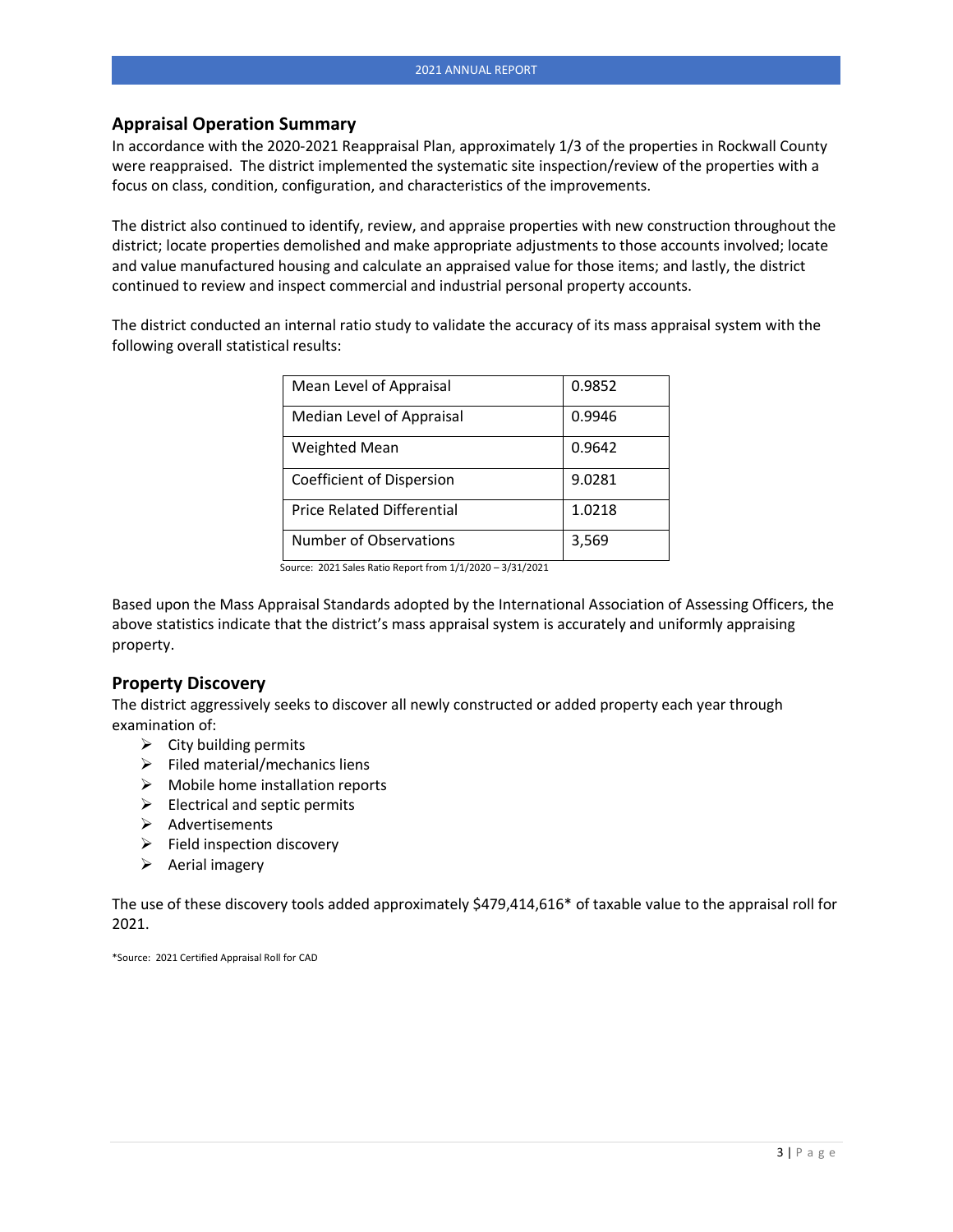## Appraisal Operation Summary

In accordance with the 2020-2021 Reappraisal Plan, approximately 1/3 of the properties in Rockwall County were reappraised. The district implemented the systematic site inspection/review of the properties with a focus on class, condition, configuration, and characteristics of the improvements.

The district also continued to identify, review, and appraise properties with new construction throughout the district; locate properties demolished and make appropriate adjustments to those accounts involved; locate and value manufactured housing and calculate an appraised value for those items; and lastly, the district continued to review and inspect commercial and industrial personal property accounts.

The district conducted an internal ratio study to validate the accuracy of its mass appraisal system with the following overall statistical results:

| | |
|---|---|
| Mean Level of Appraisal | 0.9852 |
| Median Level of Appraisal | 0.9946 |
| Weighted Mean | 0.9642 |
| Coefficient of Dispersion | 9.0281 |
| Price Related Differential | 1.0218 |
| Number of Observations | 3,569 |

Source: 2021 Sales Ratio Report from 1/1/2020 – 3/31/2021

Based upon the Mass Appraisal Standards adopted by the International Association of Assessing Officers, the above statistics indicate that the district's mass appraisal system is accurately and uniformly appraising property.

## Property Discovery

The district aggressively seeks to discover all newly constructed or added property each year through examination of:

- City building permits
- Filed material/mechanics liens
- Mobile home installation reports
- Electrical and septic permits
- Advertisements
- Field inspection discovery
- Aerial imagery

The use of these discovery tools added approximately $479,414,616* of taxable value to the appraisal roll for 2021.

*Source: 2021 Certified Appraisal Roll for CAD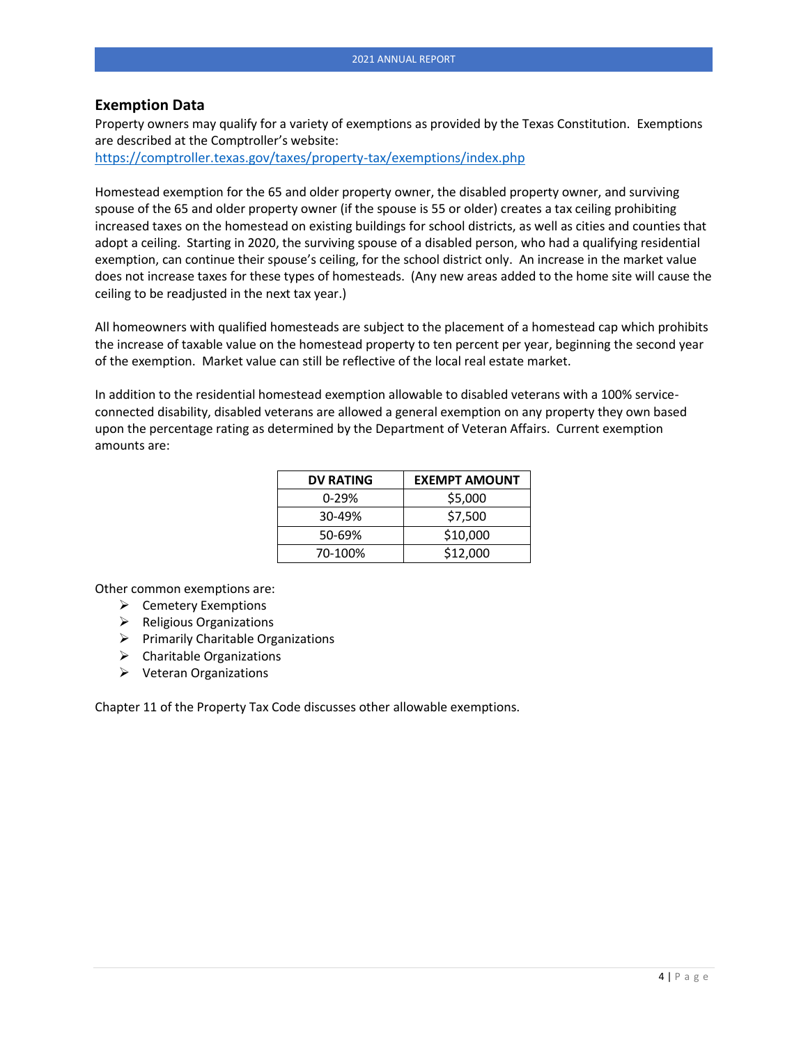## Exemption Data

Property owners may qualify for a variety of exemptions as provided by the Texas Constitution. Exemptions are described at the Comptroller's website:
https://comptroller.texas.gov/taxes/property-tax/exemptions/index.php

Homestead exemption for the 65 and older property owner, the disabled property owner, and surviving spouse of the 65 and older property owner (if the spouse is 55 or older) creates a tax ceiling prohibiting increased taxes on the homestead on existing buildings for school districts, as well as cities and counties that adopt a ceiling. Starting in 2020, the surviving spouse of a disabled person, who had a qualifying residential exemption, can continue their spouse's ceiling, for the school district only. An increase in the market value does not increase taxes for these types of homesteads. (Any new areas added to the home site will cause the ceiling to be readjusted in the next tax year.)

All homeowners with qualified homesteads are subject to the placement of a homestead cap which prohibits the increase of taxable value on the homestead property to ten percent per year, beginning the second year of the exemption. Market value can still be reflective of the local real estate market.

In addition to the residential homestead exemption allowable to disabled veterans with a 100% service-connected disability, disabled veterans are allowed a general exemption on any property they own based upon the percentage rating as determined by the Department of Veteran Affairs. Current exemption amounts are:

| DV RATING | EXEMPT AMOUNT |
|---|---|
| 0-29% | $5,000 |
| 30-49% | $7,500 |
| 50-69% | $10,000 |
| 70-100% | $12,000 |

Other common exemptions are:

- Cemetery Exemptions
- Religious Organizations
- Primarily Charitable Organizations
- Charitable Organizations
- Veteran Organizations

Chapter 11 of the Property Tax Code discusses other allowable exemptions.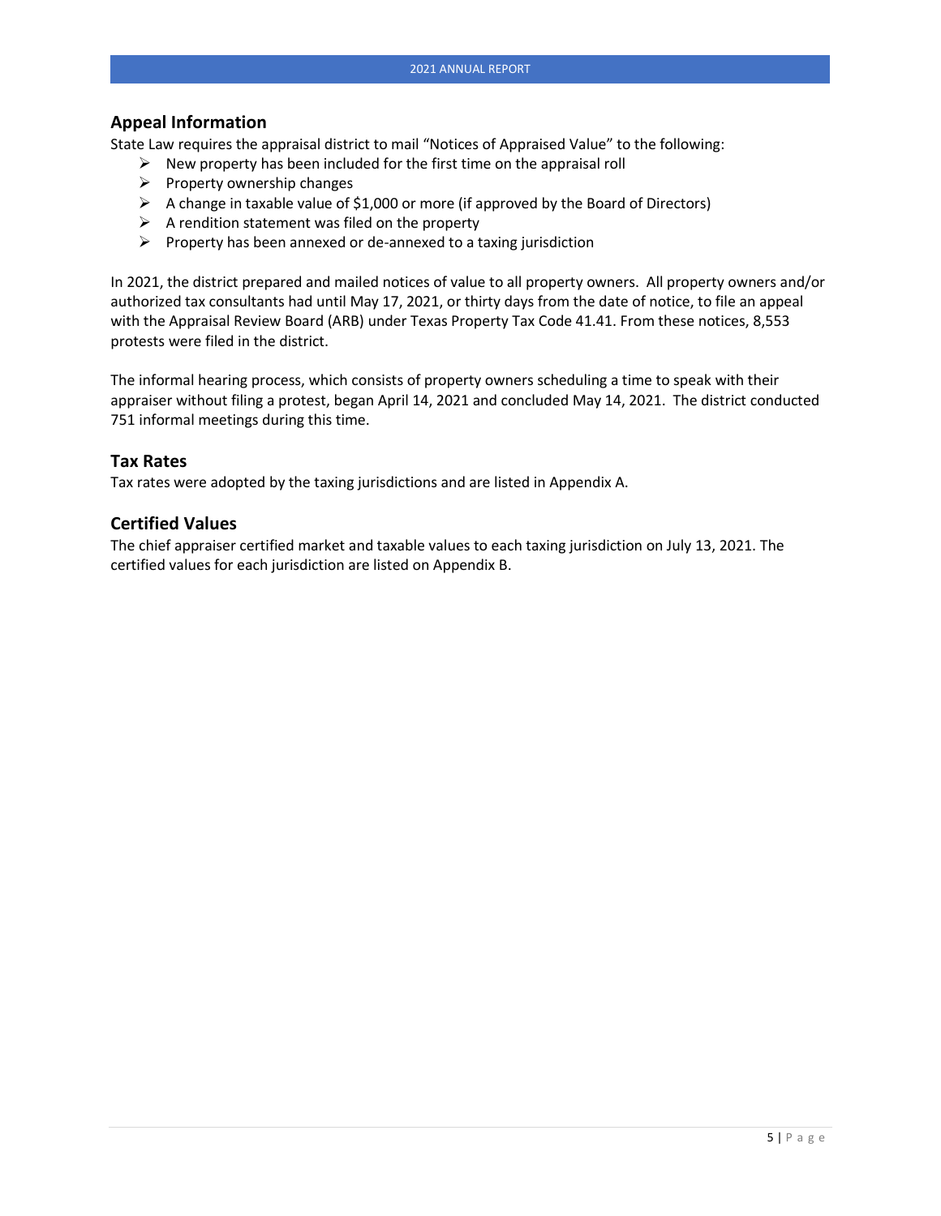## Appeal Information

State Law requires the appraisal district to mail "Notices of Appraised Value" to the following:

- New property has been included for the first time on the appraisal roll
- Property ownership changes
- A change in taxable value of $1,000 or more (if approved by the Board of Directors)
- A rendition statement was filed on the property
- Property has been annexed or de-annexed to a taxing jurisdiction

In 2021, the district prepared and mailed notices of value to all property owners. All property owners and/or authorized tax consultants had until May 17, 2021, or thirty days from the date of notice, to file an appeal with the Appraisal Review Board (ARB) under Texas Property Tax Code 41.41. From these notices, 8,553 protests were filed in the district.

The informal hearing process, which consists of property owners scheduling a time to speak with their appraiser without filing a protest, began April 14, 2021 and concluded May 14, 2021. The district conducted 751 informal meetings during this time.

## Tax Rates

Tax rates were adopted by the taxing jurisdictions and are listed in Appendix A.

## Certified Values

The chief appraiser certified market and taxable values to each taxing jurisdiction on July 13, 2021. The certified values for each jurisdiction are listed on Appendix B.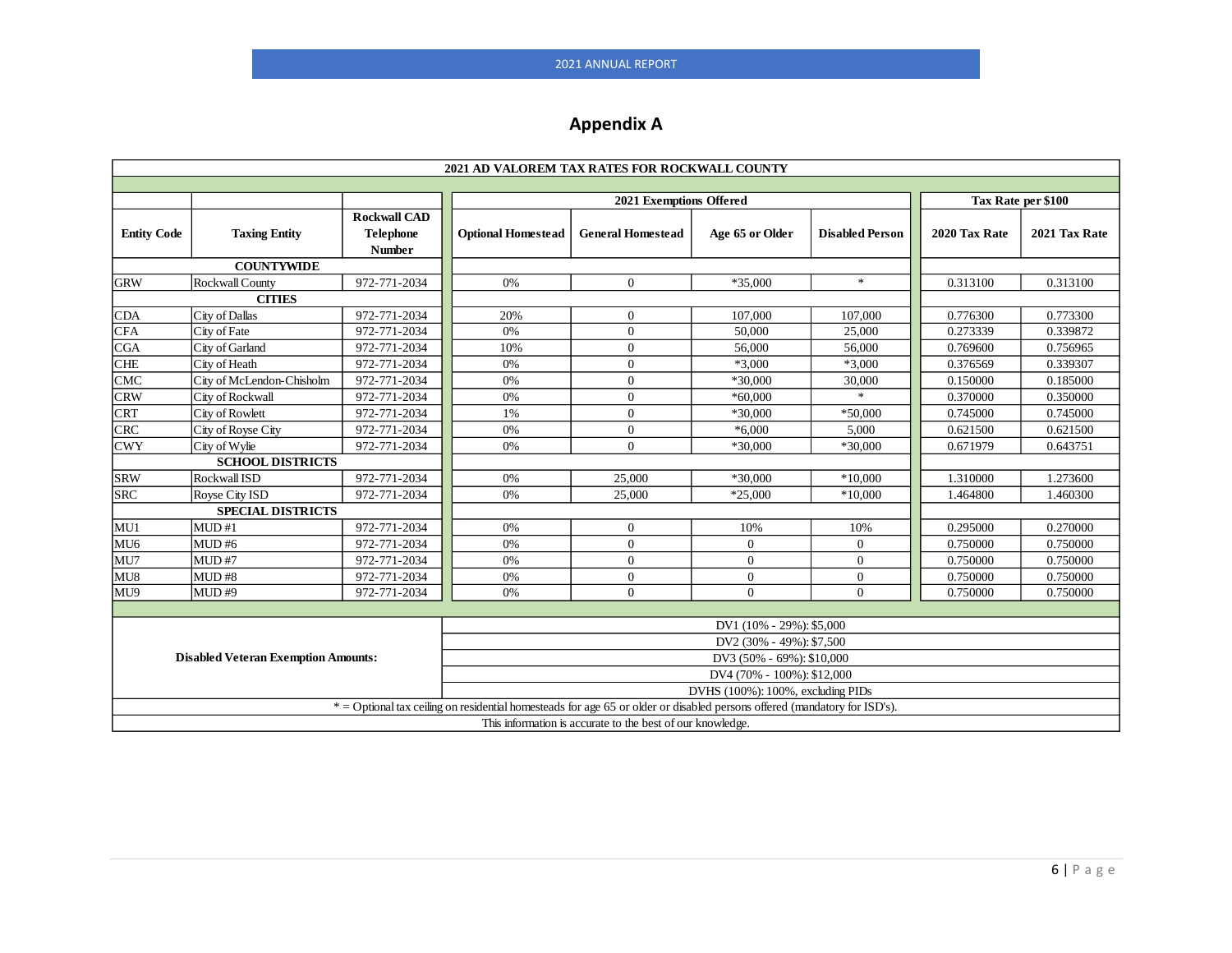## Appendix A

| 2021 AD VALOREM TAX RATES FOR ROCKWALL COUNTY | | | | | | | | |
|---|---|---|---|---|---|---|---|---|
| | | | 2021 Exemptions Offered | | | | Tax Rate per $100 | |
| Entity Code | Taxing Entity | Rockwall CAD Telephone Number | Optional Homestead | General Homestead | Age 65 or Older | Disabled Person | 2020 Tax Rate | 2021 Tax Rate |
| | **COUNTYWIDE** | | | | | | | |
| GRW | Rockwall County | 972-771-2034 | 0% | 0 | *35,000 | * | 0.313100 | 0.313100 |
| | **CITIES** | | | | | | | |
| CDA | City of Dallas | 972-771-2034 | 20% | 0 | 107,000 | 107,000 | 0.776300 | 0.773300 |
| CFA | City of Fate | 972-771-2034 | 0% | 0 | 50,000 | 25,000 | 0.273339 | 0.339872 |
| CGA | City of Garland | 972-771-2034 | 10% | 0 | 56,000 | 56,000 | 0.769600 | 0.756965 |
| CHE | City of Heath | 972-771-2034 | 0% | 0 | *3,000 | *3,000 | 0.376569 | 0.339307 |
| CMC | City of McLendon-Chisholm | 972-771-2034 | 0% | 0 | *30,000 | 30,000 | 0.150000 | 0.185000 |
| CRW | City of Rockwall | 972-771-2034 | 0% | 0 | *60,000 | * | 0.370000 | 0.350000 |
| CRT | City of Rowlett | 972-771-2034 | 1% | 0 | *30,000 | *50,000 | 0.745000 | 0.745000 |
| CRC | City of Royse City | 972-771-2034 | 0% | 0 | *6,000 | 5,000 | 0.621500 | 0.621500 |
| CWY | City of Wylie | 972-771-2034 | 0% | 0 | *30,000 | *30,000 | 0.671979 | 0.643751 |
| | **SCHOOL DISTRICTS** | | | | | | | |
| SRW | Rockwall ISD | 972-771-2034 | 0% | 25,000 | *30,000 | *10,000 | 1.310000 | 1.273600 |
| SRC | Royse City ISD | 972-771-2034 | 0% | 25,000 | *25,000 | *10,000 | 1.464800 | 1.460300 |
| | **SPECIAL DISTRICTS** | | | | | | | |
| MU1 | MUD #1 | 972-771-2034 | 0% | 0 | 10% | 10% | 0.295000 | 0.270000 |
| MU6 | MUD #6 | 972-771-2034 | 0% | 0 | 0 | 0 | 0.750000 | 0.750000 |
| MU7 | MUD #7 | 972-771-2034 | 0% | 0 | 0 | 0 | 0.750000 | 0.750000 |
| MU8 | MUD #8 | 972-771-2034 | 0% | 0 | 0 | 0 | 0.750000 | 0.750000 |
| MU9 | MUD #9 | 972-771-2034 | 0% | 0 | 0 | 0 | 0.750000 | 0.750000 |

**Disabled Veteran Exemption Amounts:**

- DV1 (10% - 29%): $5,000
- DV2 (30% - 49%): $7,500
- DV3 (50% - 69%): $10,000
- DV4 (70% - 100%): $12,000
- DVHS (100%): 100%, excluding PIDs

* = Optional tax ceiling on residential homesteads for age 65 or older or disabled persons offered (mandatory for ISD's).

This information is accurate to the best of our knowledge.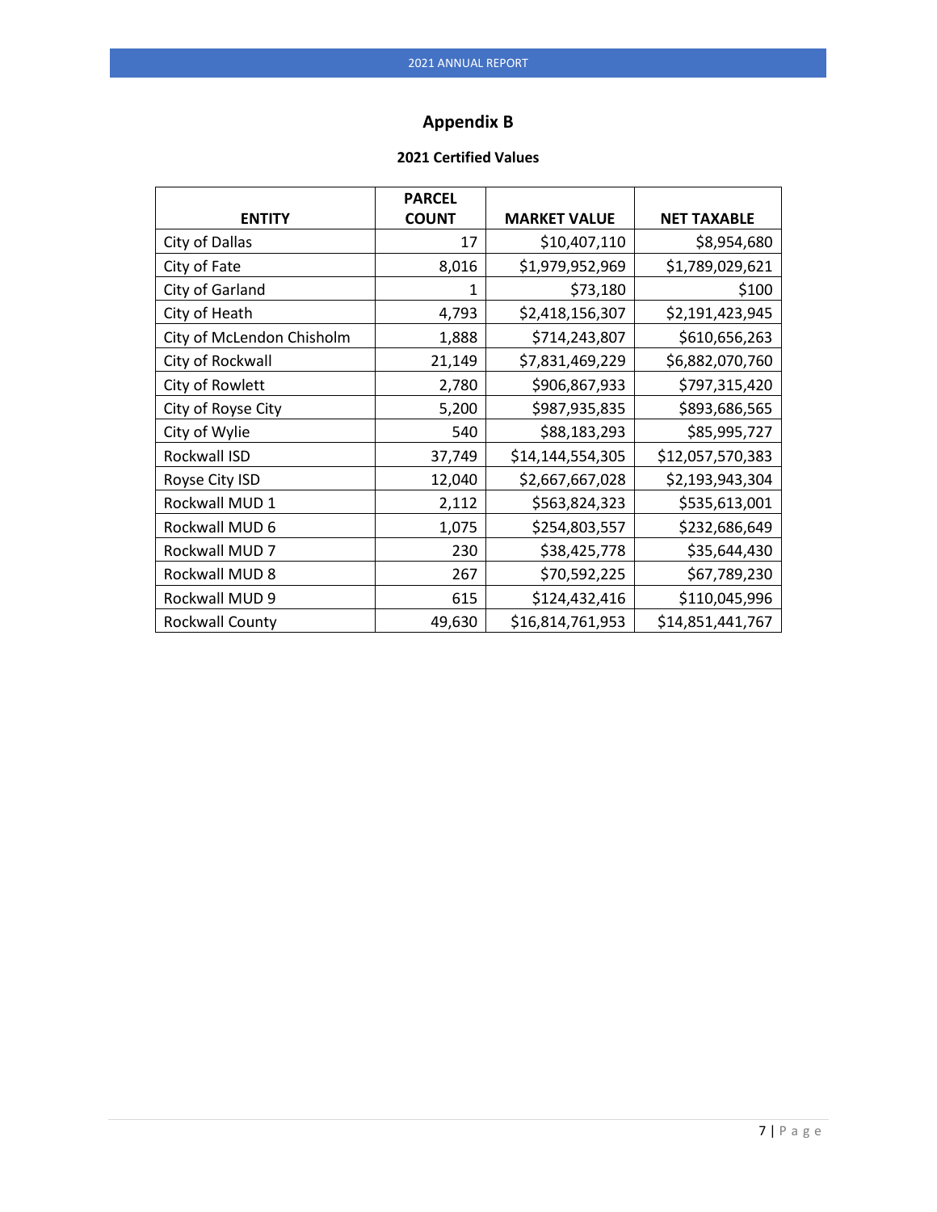# Appendix B

**2021 Certified Values**

| ENTITY | PARCEL COUNT | MARKET VALUE | NET TAXABLE |
|---|---|---|---|
| City of Dallas | 17 | $10,407,110 | $8,954,680 |
| City of Fate | 8,016 | $1,979,952,969 | $1,789,029,621 |
| City of Garland | 1 | $73,180 | $100 |
| City of Heath | 4,793 | $2,418,156,307 | $2,191,423,945 |
| City of McLendon Chisholm | 1,888 | $714,243,807 | $610,656,263 |
| City of Rockwall | 21,149 | $7,831,469,229 | $6,882,070,760 |
| City of Rowlett | 2,780 | $906,867,933 | $797,315,420 |
| City of Royse City | 5,200 | $987,935,835 | $893,686,565 |
| City of Wylie | 540 | $88,183,293 | $85,995,727 |
| Rockwall ISD | 37,749 | $14,144,554,305 | $12,057,570,383 |
| Royse City ISD | 12,040 | $2,667,667,028 | $2,193,943,304 |
| Rockwall MUD 1 | 2,112 | $563,824,323 | $535,613,001 |
| Rockwall MUD 6 | 1,075 | $254,803,557 | $232,686,649 |
| Rockwall MUD 7 | 230 | $38,425,778 | $35,644,430 |
| Rockwall MUD 8 | 267 | $70,592,225 | $67,789,230 |
| Rockwall MUD 9 | 615 | $124,432,416 | $110,045,996 |
| Rockwall County | 49,630 | $16,814,761,953 | $14,851,441,767 |